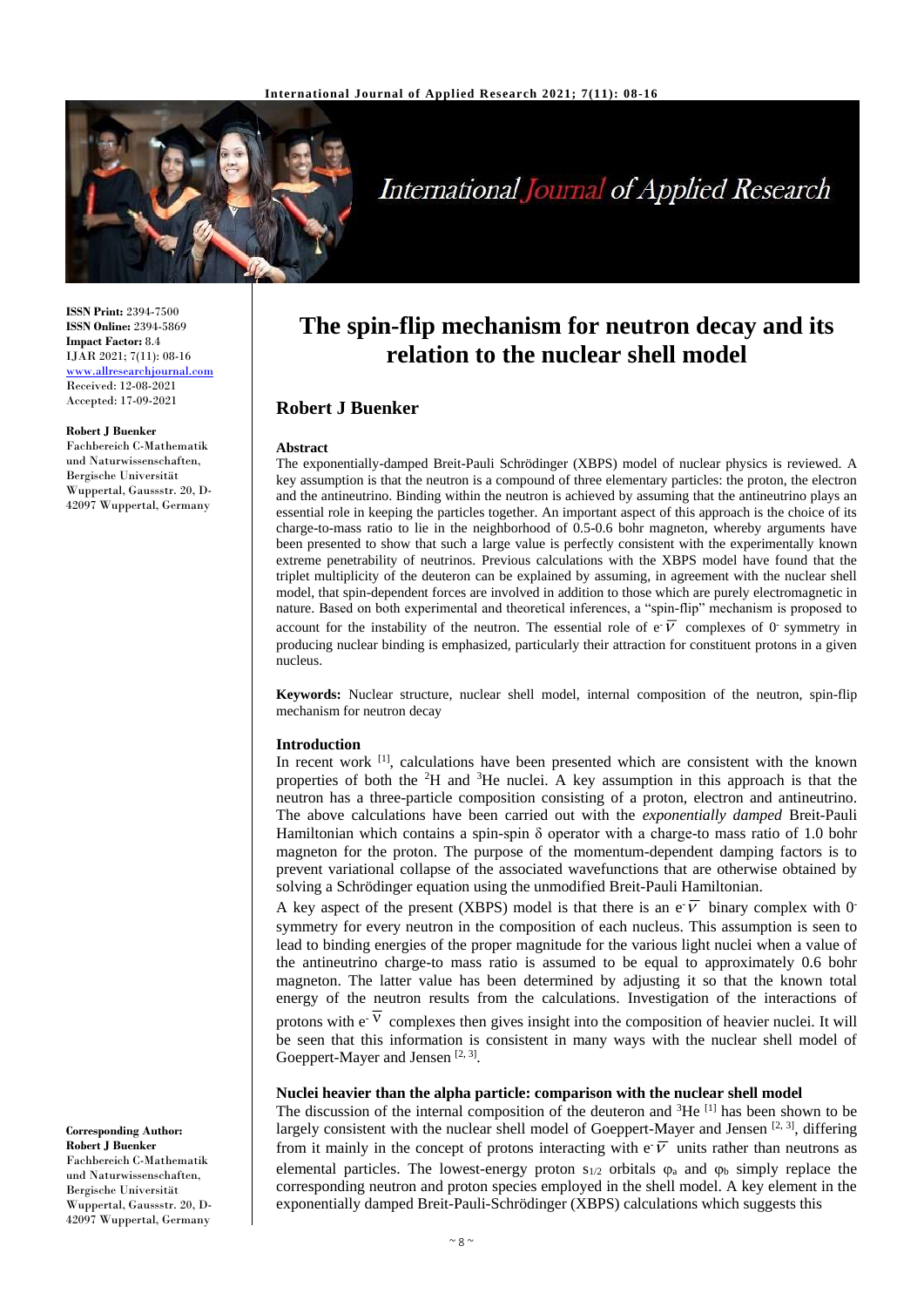**ISSN Print:** 2394-7500
**ISSN Online:** 2394-5869
**Impact Factor:** 8.4
IJAR 2021; 7(11): 08-16
www.allresearchjournal.com
Received: 12-08-2021
Accepted: 17-09-2021

**Robert J Buenker**
Fachbereich C-Mathematik und Naturwissenschaften, Bergische Universität Wuppertal, Gaussstr. 20, D-42097 Wuppertal, Germany

**Corresponding Author:**
**Robert J Buenker**
Fachbereich C-Mathematik und Naturwissenschaften, Bergische Universität Wuppertal, Gaussstr. 20, D-42097 Wuppertal, Germany

# The spin-flip mechanism for neutron decay and its relation to the nuclear shell model

## Robert J Buenker

### Abstract

The exponentially-damped Breit-Pauli Schrödinger (XBPS) model of nuclear physics is reviewed. A key assumption is that the neutron is a compound of three elementary particles: the proton, the electron and the antineutrino. Binding within the neutron is achieved by assuming that the antineutrino plays an essential role in keeping the particles together. An important aspect of this approach is the choice of its charge-to-mass ratio to lie in the neighborhood of 0.5-0.6 bohr magneton, whereby arguments have been presented to show that such a large value is perfectly consistent with the experimentally known extreme penetrability of neutrinos. Previous calculations with the XBPS model have found that the triplet multiplicity of the deuteron can be explained by assuming, in agreement with the nuclear shell model, that spin-dependent forces are involved in addition to those which are purely electromagnetic in nature. Based on both experimental and theoretical inferences, a "spin-flip" mechanism is proposed to account for the instability of the neutron. The essential role of $e^-\bar{\nu}$ complexes of $0^-$ symmetry in producing nuclear binding is emphasized, particularly their attraction for constituent protons in a given nucleus.

**Keywords:** Nuclear structure, nuclear shell model, internal composition of the neutron, spin-flip mechanism for neutron decay

### Introduction

In recent work [1], calculations have been presented which are consistent with the known properties of both the $^2$H and $^3$He nuclei. A key assumption in this approach is that the neutron has a three-particle composition consisting of a proton, electron and antineutrino. The above calculations have been carried out with the *exponentially damped* Breit-Pauli Hamiltonian which contains a spin-spin $\delta$ operator with a charge-to mass ratio of 1.0 bohr magneton for the proton. The purpose of the momentum-dependent damping factors is to prevent variational collapse of the associated wavefunctions that are otherwise obtained by solving a Schrödinger equation using the unmodified Breit-Pauli Hamiltonian.

A key aspect of the present (XBPS) model is that there is an $e^-\bar{\nu}$ binary complex with $0^-$ symmetry for every neutron in the composition of each nucleus. This assumption is seen to lead to binding energies of the proper magnitude for the various light nuclei when a value of the antineutrino charge-to mass ratio is assumed to be equal to approximately 0.6 bohr magneton. The latter value has been determined by adjusting it so that the known total energy of the neutron results from the calculations. Investigation of the interactions of protons with $e^-\bar{\nu}$ complexes then gives insight into the composition of heavier nuclei. It will be seen that this information is consistent in many ways with the nuclear shell model of Goeppert-Mayer and Jensen [2, 3].

### Nuclei heavier than the alpha particle: comparison with the nuclear shell model

The discussion of the internal composition of the deuteron and $^3$He [1] has been shown to be largely consistent with the nuclear shell model of Goeppert-Mayer and Jensen [2, 3], differing from it mainly in the concept of protons interacting with $e^-\bar{\nu}$ units rather than neutrons as elemental particles. The lowest-energy proton $s_{1/2}$ orbitals $\varphi_a$ and $\varphi_b$ simply replace the corresponding neutron and proton species employed in the shell model. A key element in the exponentially damped Breit-Pauli-Schrödinger (XBPS) calculations which suggests this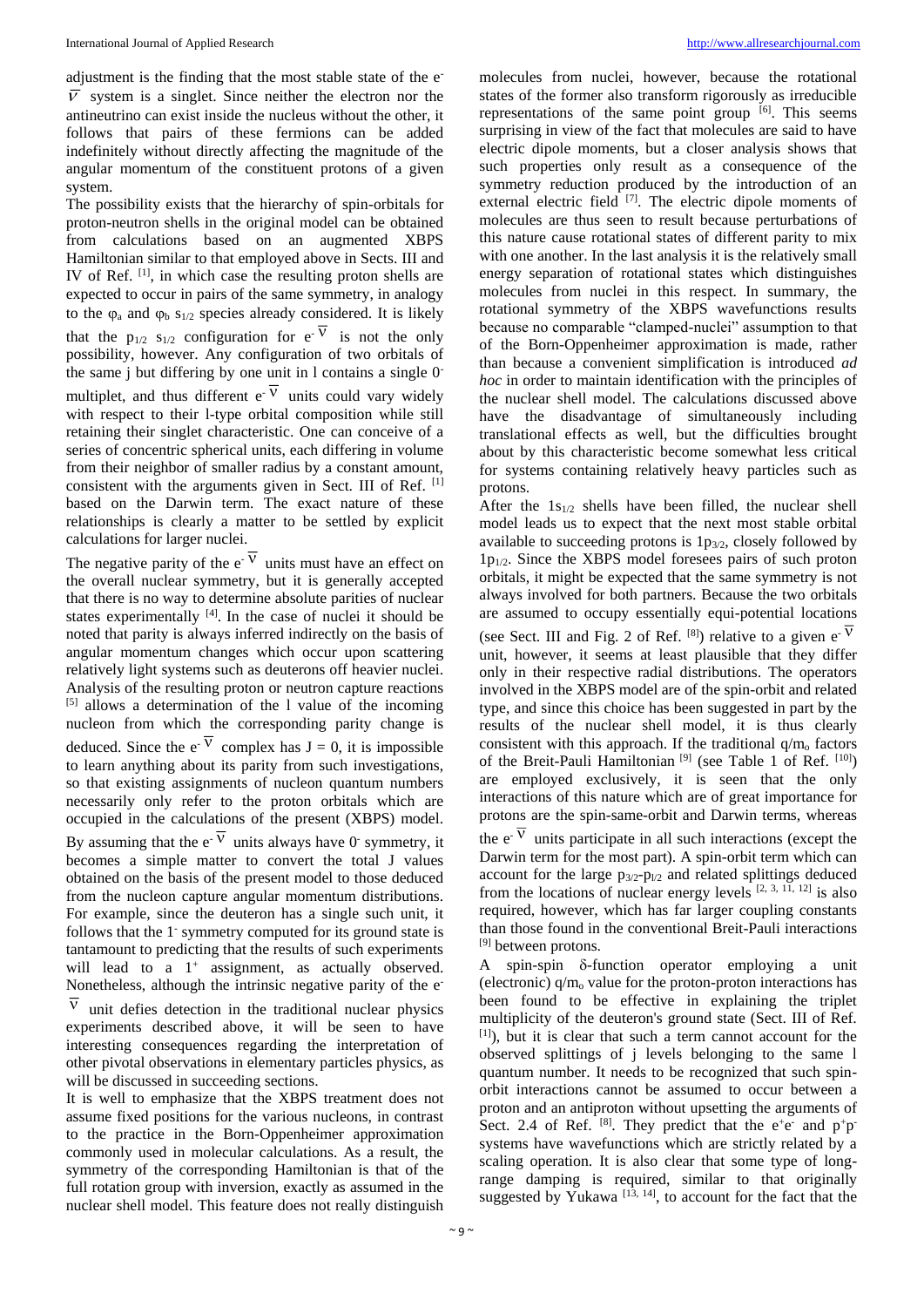adjustment is the finding that the most stable state of the $e^- \bar{\nu}$ system is a singlet. Since neither the electron nor the antineutrino can exist inside the nucleus without the other, it follows that pairs of these fermions can be added indefinitely without directly affecting the magnitude of the angular momentum of the constituent protons of a given system.

The possibility exists that the hierarchy of spin-orbitals for proton-neutron shells in the original model can be obtained from calculations based on an augmented XBPS Hamiltonian similar to that employed above in Sects. III and IV of Ref. [1], in which case the resulting proton shells are expected to occur in pairs of the same symmetry, in analogy to the $\varphi_a$ and $\varphi_b$ $s_{1/2}$ species already considered. It is likely that the $p_{1/2}$ $s_{1/2}$ configuration for $e^- \bar{\nu}$ is not the only possibility, however. Any configuration of two orbitals of the same j but differing by one unit in l contains a single $0^-$ multiplet, and thus different $e^- \bar{\nu}$ units could vary widely with respect to their l-type orbital composition while still retaining their singlet characteristic. One can conceive of a series of concentric spherical units, each differing in volume from their neighbor of smaller radius by a constant amount, consistent with the arguments given in Sect. III of Ref. [1] based on the Darwin term. The exact nature of these relationships is clearly a matter to be settled by explicit calculations for larger nuclei.

The negative parity of the $e^- \bar{\nu}$ units must have an effect on the overall nuclear symmetry, but it is generally accepted that there is no way to determine absolute parities of nuclear states experimentally [4]. In the case of nuclei it should be noted that parity is always inferred indirectly on the basis of angular momentum changes which occur upon scattering relatively light systems such as deuterons off heavier nuclei. Analysis of the resulting proton or neutron capture reactions [5] allows a determination of the l value of the incoming nucleon from which the corresponding parity change is deduced. Since the $e^- \bar{\nu}$ complex has J = 0, it is impossible to learn anything about its parity from such investigations, so that existing assignments of nucleon quantum numbers necessarily only refer to the proton orbitals which are occupied in the calculations of the present (XBPS) model. By assuming that the $e^- \bar{\nu}$ units always have $0^-$ symmetry, it becomes a simple matter to convert the total J values obtained on the basis of the present model to those deduced from the nucleon capture angular momentum distributions. For example, since the deuteron has a single such unit, it follows that the $1^-$ symmetry computed for its ground state is tantamount to predicting that the results of such experiments will lead to a $1^+$ assignment, as actually observed. Nonetheless, although the intrinsic negative parity of the $e^- \bar{\nu}$ unit defies detection in the traditional nuclear physics experiments described above, it will be seen to have interesting consequences regarding the interpretation of other pivotal observations in elementary particles physics, as will be discussed in succeeding sections.

It is well to emphasize that the XBPS treatment does not assume fixed positions for the various nucleons, in contrast to the practice in the Born-Oppenheimer approximation commonly used in molecular calculations. As a result, the symmetry of the corresponding Hamiltonian is that of the full rotation group with inversion, exactly as assumed in the nuclear shell model. This feature does not really distinguish molecules from nuclei, however, because the rotational states of the former also transform rigorously as irreducible representations of the same point group [6]. This seems surprising in view of the fact that molecules are said to have electric dipole moments, but a closer analysis shows that such properties only result as a consequence of the symmetry reduction produced by the introduction of an external electric field [7]. The electric dipole moments of molecules are thus seen to result because perturbations of this nature cause rotational states of different parity to mix with one another. In the last analysis it is the relatively small energy separation of rotational states which distinguishes molecules from nuclei in this respect. In summary, the rotational symmetry of the XBPS wavefunctions results because no comparable "clamped-nuclei" assumption to that of the Born-Oppenheimer approximation is made, rather than because a convenient simplification is introduced *ad hoc* in order to maintain identification with the principles of the nuclear shell model. The calculations discussed above have the disadvantage of simultaneously including translational effects as well, but the difficulties brought about by this characteristic become somewhat less critical for systems containing relatively heavy particles such as protons.

After the $1s_{1/2}$ shells have been filled, the nuclear shell model leads us to expect that the next most stable orbital available to succeeding protons is $1p_{3/2}$, closely followed by $1p_{1/2}$. Since the XBPS model foresees pairs of such proton orbitals, it might be expected that the same symmetry is not always involved for both partners. Because the two orbitals are assumed to occupy essentially equi-potential locations (see Sect. III and Fig. 2 of Ref. [8]) relative to a given $e^- \bar{\nu}$ unit, however, it seems at least plausible that they differ only in their respective radial distributions. The operators involved in the XBPS model are of the spin-orbit and related type, and since this choice has been suggested in part by the results of the nuclear shell model, it is thus clearly consistent with this approach. If the traditional $q/m_o$ factors of the Breit-Pauli Hamiltonian [9] (see Table 1 of Ref. [10]) are employed exclusively, it is seen that the only interactions of this nature which are of great importance for protons are the spin-same-orbit and Darwin terms, whereas the $e^- \bar{\nu}$ units participate in all such interactions (except the Darwin term for the most part). A spin-orbit term which can account for the large $p_{3/2}$-$p_{1/2}$ and related splittings deduced from the locations of nuclear energy levels [2, 3, 11, 12] is also required, however, which has far larger coupling constants than those found in the conventional Breit-Pauli interactions [9] between protons.

A spin-spin δ-function operator employing a unit (electronic) $q/m_o$ value for the proton-proton interactions has been found to be effective in explaining the triplet multiplicity of the deuteron's ground state (Sect. III of Ref. [1]), but it is clear that such a term cannot account for the observed splittings of j levels belonging to the same l quantum number. It needs to be recognized that such spin-orbit interactions cannot be assumed to occur between a proton and an antiproton without upsetting the arguments of Sect. 2.4 of Ref. [8]. They predict that the $e^+e^-$ and $p^+p^-$ systems have wavefunctions which are strictly related by a scaling operation. It is also clear that some type of long-range damping is required, similar to that originally suggested by Yukawa [13, 14], to account for the fact that the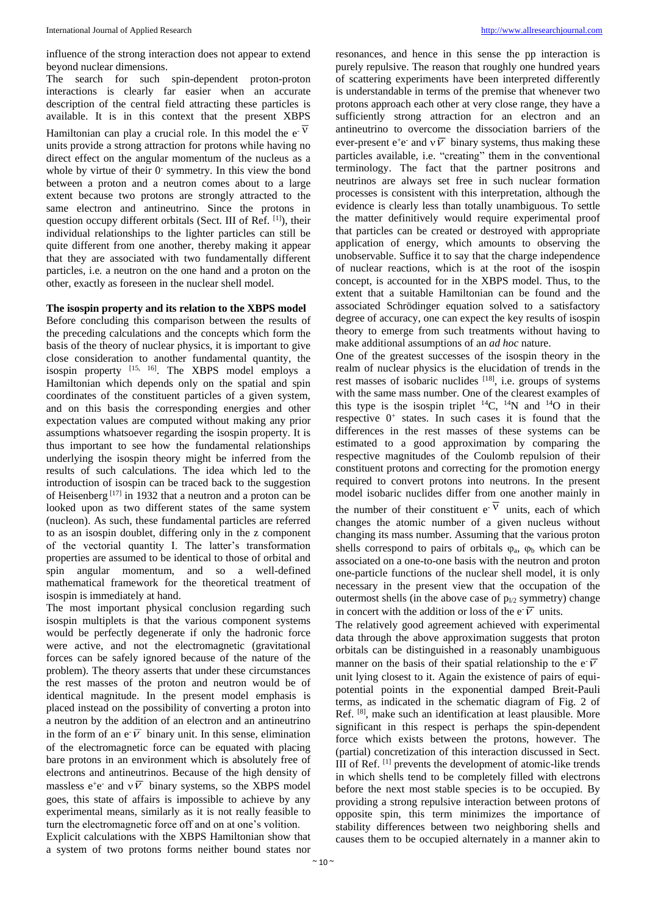influence of the strong interaction does not appear to extend beyond nuclear dimensions.

The search for such spin-dependent proton-proton interactions is clearly far easier when an accurate description of the central field attracting these particles is available. It is in this context that the present XBPS Hamiltonian can play a crucial role. In this model the $e^-\bar{\nu}$ units provide a strong attraction for protons while having no direct effect on the angular momentum of the nucleus as a whole by virtue of their $0^-$ symmetry. In this view the bond between a proton and a neutron comes about to a large extent because two protons are strongly attracted to the same electron and antineutrino. Since the protons in question occupy different orbitals (Sect. III of Ref. [1]), their individual relationships to the lighter particles can still be quite different from one another, thereby making it appear that they are associated with two fundamentally different particles, i.e. a neutron on the one hand and a proton on the other, exactly as foreseen in the nuclear shell model.

**The isospin property and its relation to the XBPS model**

Before concluding this comparison between the results of the preceding calculations and the concepts which form the basis of the theory of nuclear physics, it is important to give close consideration to another fundamental quantity, the isospin property [15, 16]. The XBPS model employs a Hamiltonian which depends only on the spatial and spin coordinates of the constituent particles of a given system, and on this basis the corresponding energies and other expectation values are computed without making any prior assumptions whatsoever regarding the isospin property. It is thus important to see how the fundamental relationships underlying the isospin theory might be inferred from the results of such calculations. The idea which led to the introduction of isospin can be traced back to the suggestion of Heisenberg [17] in 1932 that a neutron and a proton can be looked upon as two different states of the same system (nucleon). As such, these fundamental particles are referred to as an isospin doublet, differing only in the z component of the vectorial quantity I. The latter's transformation properties are assumed to be identical to those of orbital and spin angular momentum, and so a well-defined mathematical framework for the theoretical treatment of isospin is immediately at hand.

The most important physical conclusion regarding such isospin multiplets is that the various component systems would be perfectly degenerate if only the hadronic force were active, and not the electromagnetic (gravitational forces can be safely ignored because of the nature of the problem). The theory asserts that under these circumstances the rest masses of the proton and neutron would be of identical magnitude. In the present model emphasis is placed instead on the possibility of converting a proton into a neutron by the addition of an electron and an antineutrino in the form of an $e^-\bar{\nu}$ binary unit. In this sense, elimination of the electromagnetic force can be equated with placing bare protons in an environment which is absolutely free of electrons and antineutrinos. Because of the high density of massless $e^+e^-$ and $\nu\bar{\nu}$ binary systems, so the XBPS model goes, this state of affairs is impossible to achieve by any experimental means, similarly as it is not really feasible to turn the electromagnetic force off and on at one's volition.

Explicit calculations with the XBPS Hamiltonian show that a system of two protons forms neither bound states nor resonances, and hence in this sense the pp interaction is purely repulsive. The reason that roughly one hundred years of scattering experiments have been interpreted differently is understandable in terms of the premise that whenever two protons approach each other at very close range, they have a sufficiently strong attraction for an electron and an antineutrino to overcome the dissociation barriers of the ever-present $e^+e^-$ and $\nu\bar{\nu}$ binary systems, thus making these particles available, i.e. "creating" them in the conventional terminology. The fact that the partner positrons and neutrinos are always set free in such nuclear formation processes is consistent with this interpretation, although the evidence is clearly less than totally unambiguous. To settle the matter definitively would require experimental proof that particles can be created or destroyed with appropriate application of energy, which amounts to observing the unobservable. Suffice it to say that the charge independence of nuclear reactions, which is at the root of the isospin concept, is accounted for in the XBPS model. Thus, to the extent that a suitable Hamiltonian can be found and the associated Schrödinger equation solved to a satisfactory degree of accuracy, one can expect the key results of isospin theory to emerge from such treatments without having to make additional assumptions of an *ad hoc* nature.

One of the greatest successes of the isospin theory in the realm of nuclear physics is the elucidation of trends in the rest masses of isobaric nuclides [18], i.e. groups of systems with the same mass number. One of the clearest examples of this type is the isospin triplet $^{14}C$, $^{14}N$ and $^{14}O$ in their respective $0^+$ states. In such cases it is found that the differences in the rest masses of these systems can be estimated to a good approximation by comparing the respective magnitudes of the Coulomb repulsion of their constituent protons and correcting for the promotion energy required to convert protons into neutrons. In the present model isobaric nuclides differ from one another mainly in the number of their constituent $e^-\bar{\nu}$ units, each of which changes the atomic number of a given nucleus without changing its mass number. Assuming that the various proton shells correspond to pairs of orbitals $\varphi_a$, $\varphi_b$ which can be associated on a one-to-one basis with the neutron and proton one-particle functions of the nuclear shell model, it is only necessary in the present view that the occupation of the outermost shells (in the above case of $p_{1/2}$ symmetry) change in concert with the addition or loss of the $e^-\bar{\nu}$ units.

The relatively good agreement achieved with experimental data through the above approximation suggests that proton orbitals can be distinguished in a reasonably unambiguous manner on the basis of their spatial relationship to the $e^-\bar{\nu}$ unit lying closest to it. Again the existence of pairs of equi-potential points in the exponential damped Breit-Pauli terms, as indicated in the schematic diagram of Fig. 2 of Ref. [8], make such an identification at least plausible. More significant in this respect is perhaps the spin-dependent force which exists between the protons, however. The (partial) concretization of this interaction discussed in Sect. III of Ref. [1] prevents the development of atomic-like trends in which shells tend to be completely filled with electrons before the next most stable species is to be occupied. By providing a strong repulsive interaction between protons of opposite spin, this term minimizes the importance of stability differences between two neighboring shells and causes them to be occupied alternately in a manner akin to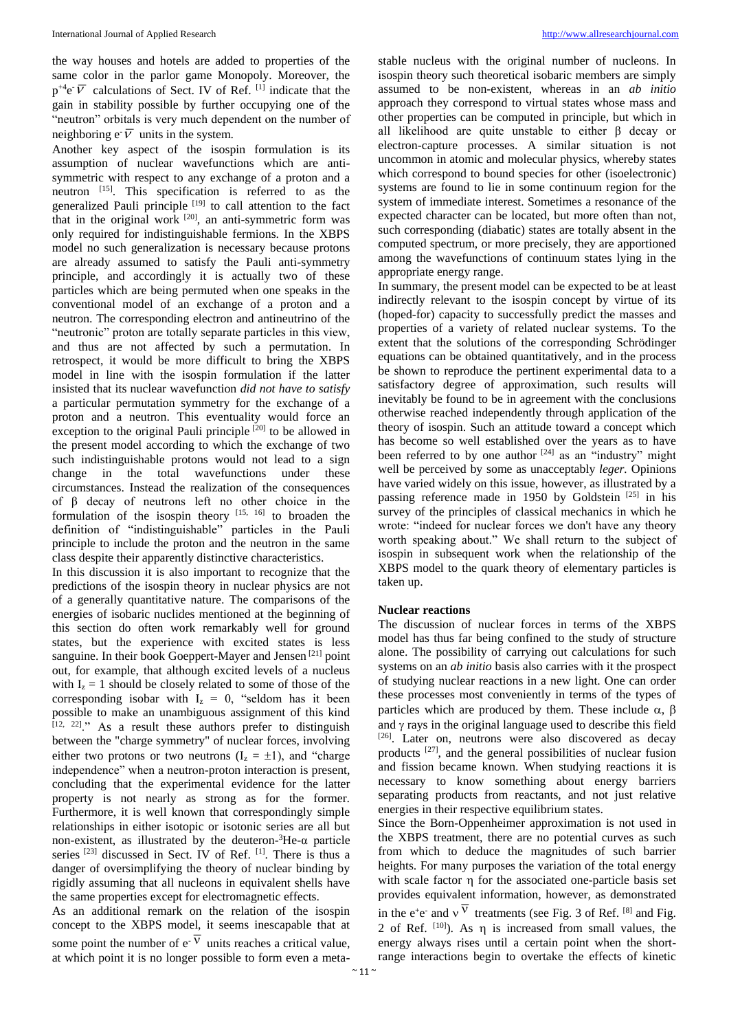the way houses and hotels are added to properties of the same color in the parlor game Monopoly. Moreover, the $p^{+4}e^{-}\bar{\nu}$ calculations of Sect. IV of Ref. [1] indicate that the gain in stability possible by further occupying one of the "neutron" orbitals is very much dependent on the number of neighboring $e^{-}\bar{\nu}$ units in the system.

Another key aspect of the isospin formulation is its assumption of nuclear wavefunctions which are anti-symmetric with respect to any exchange of a proton and a neutron [15]. This specification is referred to as the generalized Pauli principle [19] to call attention to the fact that in the original work [20], an anti-symmetric form was only required for indistinguishable fermions. In the XBPS model no such generalization is necessary because protons are already assumed to satisfy the Pauli anti-symmetry principle, and accordingly it is actually two of these particles which are being permuted when one speaks in the conventional model of an exchange of a proton and a neutron. The corresponding electron and antineutrino of the "neutronic" proton are totally separate particles in this view, and thus are not affected by such a permutation. In retrospect, it would be more difficult to bring the XBPS model in line with the isospin formulation if the latter insisted that its nuclear wavefunction *did not have to satisfy* a particular permutation symmetry for the exchange of a proton and a neutron. This eventuality would force an exception to the original Pauli principle [20] to be allowed in the present model according to which the exchange of two such indistinguishable protons would not lead to a sign change in the total wavefunctions under these circumstances. Instead the realization of the consequences of β decay of neutrons left no other choice in the formulation of the isospin theory [15, 16] to broaden the definition of "indistinguishable" particles in the Pauli principle to include the proton and the neutron in the same class despite their apparently distinctive characteristics.

In this discussion it is also important to recognize that the predictions of the isospin theory in nuclear physics are not of a generally quantitative nature. The comparisons of the energies of isobaric nuclides mentioned at the beginning of this section do often work remarkably well for ground states, but the experience with excited states is less sanguine. In their book Goeppert-Mayer and Jensen [21] point out, for example, that although excited levels of a nucleus with $I_z = 1$ should be closely related to some of those of the corresponding isobar with $I_z = 0$, "seldom has it been possible to make an unambiguous assignment of this kind [12, 22]." As a result these authors prefer to distinguish between the "charge symmetry" of nuclear forces, involving either two protons or two neutrons ($I_z = \pm 1$), and "charge independence" when a neutron-proton interaction is present, concluding that the experimental evidence for the latter property is not nearly as strong as for the former. Furthermore, it is well known that correspondingly simple relationships in either isotopic or isotonic series are all but non-existent, as illustrated by the deuteron-$^3$He-α particle series [23] discussed in Sect. IV of Ref. [1]. There is thus a danger of oversimplifying the theory of nuclear binding by rigidly assuming that all nucleons in equivalent shells have the same properties except for electromagnetic effects.

As an additional remark on the relation of the isospin concept to the XBPS model, it seems inescapable that at some point the number of $e^{-}\bar{\nu}$ units reaches a critical value, at which point it is no longer possible to form even a meta-stable nucleus with the original number of nucleons. In isospin theory such theoretical isobaric members are simply assumed to be non-existent, whereas in an *ab initio* approach they correspond to virtual states whose mass and other properties can be computed in principle, but which in all likelihood are quite unstable to either β decay or electron-capture processes. A similar situation is not uncommon in atomic and molecular physics, whereby states which correspond to bound species for other (isoelectronic) systems are found to lie in some continuum region for the system of immediate interest. Sometimes a resonance of the expected character can be located, but more often than not, such corresponding (diabatic) states are totally absent in the computed spectrum, or more precisely, they are apportioned among the wavefunctions of continuum states lying in the appropriate energy range.

In summary, the present model can be expected to be at least indirectly relevant to the isospin concept by virtue of its (hoped-for) capacity to successfully predict the masses and properties of a variety of related nuclear systems. To the extent that the solutions of the corresponding Schrödinger equations can be obtained quantitatively, and in the process be shown to reproduce the pertinent experimental data to a satisfactory degree of approximation, such results will inevitably be found to be in agreement with the conclusions otherwise reached independently through application of the theory of isospin. Such an attitude toward a concept which has become so well established over the years as to have been referred to by one author [24] as an "industry" might well be perceived by some as unacceptably *leger*. Opinions have varied widely on this issue, however, as illustrated by a passing reference made in 1950 by Goldstein [25] in his survey of the principles of classical mechanics in which he wrote: "indeed for nuclear forces we don't have any theory worth speaking about." We shall return to the subject of isospin in subsequent work when the relationship of the XBPS model to the quark theory of elementary particles is taken up.

## Nuclear reactions

The discussion of nuclear forces in terms of the XBPS model has thus far being confined to the study of structure alone. The possibility of carrying out calculations for such systems on an *ab initio* basis also carries with it the prospect of studying nuclear reactions in a new light. One can order these processes most conveniently in terms of the types of particles which are produced by them. These include α, β and γ rays in the original language used to describe this field [26]. Later on, neutrons were also discovered as decay products [27], and the general possibilities of nuclear fusion and fission became known. When studying reactions it is necessary to know something about energy barriers separating products from reactants, and not just relative energies in their respective equilibrium states.

Since the Born-Oppenheimer approximation is not used in the XBPS treatment, there are no potential curves as such from which to deduce the magnitudes of such barrier heights. For many purposes the variation of the total energy with scale factor η for the associated one-particle basis set provides equivalent information, however, as demonstrated in the $e^{+}e^{-}$ and $\nu\bar{\nu}$ treatments (see Fig. 3 of Ref. [8] and Fig. 2 of Ref. [10]). As η is increased from small values, the energy always rises until a certain point when the short-range interactions begin to overtake the effects of kinetic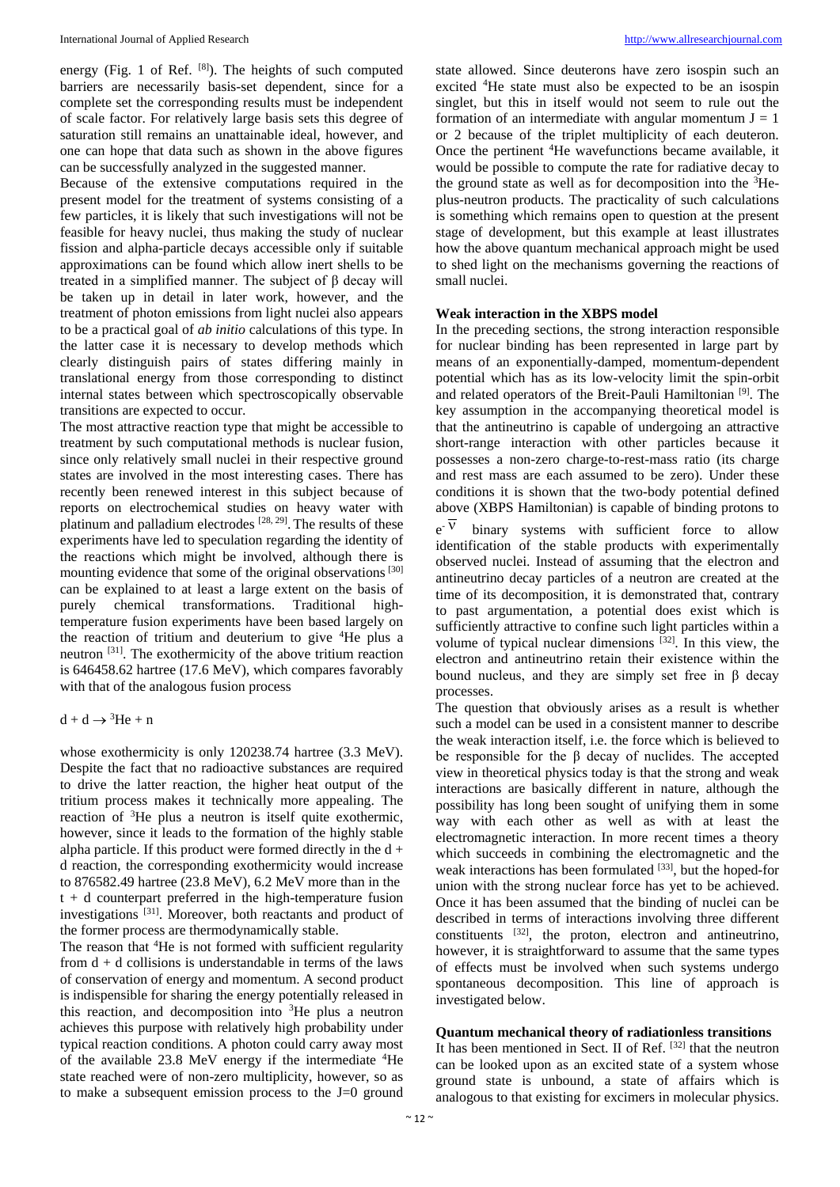energy (Fig. 1 of Ref. [8]). The heights of such computed barriers are necessarily basis-set dependent, since for a complete set the corresponding results must be independent of scale factor. For relatively large basis sets this degree of saturation still remains an unattainable ideal, however, and one can hope that data such as shown in the above figures can be successfully analyzed in the suggested manner.

Because of the extensive computations required in the present model for the treatment of systems consisting of a few particles, it is likely that such investigations will not be feasible for heavy nuclei, thus making the study of nuclear fission and alpha-particle decays accessible only if suitable approximations can be found which allow inert shells to be treated in a simplified manner. The subject of β decay will be taken up in detail in later work, however, and the treatment of photon emissions from light nuclei also appears to be a practical goal of *ab initio* calculations of this type. In the latter case it is necessary to develop methods which clearly distinguish pairs of states differing mainly in translational energy from those corresponding to distinct internal states between which spectroscopically observable transitions are expected to occur.

The most attractive reaction type that might be accessible to treatment by such computational methods is nuclear fusion, since only relatively small nuclei in their respective ground states are involved in the most interesting cases. There has recently been renewed interest in this subject because of reports on electrochemical studies on heavy water with platinum and palladium electrodes [28, 29]. The results of these experiments have led to speculation regarding the identity of the reactions which might be involved, although there is mounting evidence that some of the original observations [30] can be explained to at least a large extent on the basis of purely chemical transformations. Traditional high-temperature fusion experiments have been based largely on the reaction of tritium and deuterium to give $^4He$ plus a neutron [31]. The exothermicity of the above tritium reaction is 646458.62 hartree (17.6 MeV), which compares favorably with that of the analogous fusion process

$$d + d \rightarrow {}^3He + n$$

whose exothermicity is only 120238.74 hartree (3.3 MeV). Despite the fact that no radioactive substances are required to drive the latter reaction, the higher heat output of the tritium process makes it technically more appealing. The reaction of $^3He$ plus a neutron is itself quite exothermic, however, since it leads to the formation of the highly stable alpha particle. If this product were formed directly in the d + d reaction, the corresponding exothermicity would increase to 876582.49 hartree (23.8 MeV), 6.2 MeV more than in the t + d counterpart preferred in the high-temperature fusion investigations [31]. Moreover, both reactants and product of the former process are thermodynamically stable.

The reason that $^4He$ is not formed with sufficient regularity from d + d collisions is understandable in terms of the laws of conservation of energy and momentum. A second product is indispensible for sharing the energy potentially released in this reaction, and decomposition into $^3He$ plus a neutron achieves this purpose with relatively high probability under typical reaction conditions. A photon could carry away most of the available 23.8 MeV energy if the intermediate $^4He$ state reached were of non-zero multiplicity, however, so as to make a subsequent emission process to the J=0 ground state allowed. Since deuterons have zero isospin such an excited $^4He$ state must also be expected to be an isospin singlet, but this in itself would not seem to rule out the formation of an intermediate with angular momentum J = 1 or 2 because of the triplet multiplicity of each deuteron. Once the pertinent $^4He$ wavefunctions became available, it would be possible to compute the rate for radiative decay to the ground state as well as for decomposition into the $^3He$-plus-neutron products. The practicality of such calculations is something which remains open to question at the present stage of development, but this example at least illustrates how the above quantum mechanical approach might be used to shed light on the mechanisms governing the reactions of small nuclei.

## Weak interaction in the XBPS model

In the preceding sections, the strong interaction responsible for nuclear binding has been represented in large part by means of an exponentially-damped, momentum-dependent potential which has as its low-velocity limit the spin-orbit and related operators of the Breit-Pauli Hamiltonian [9]. The key assumption in the accompanying theoretical model is that the antineutrino is capable of undergoing an attractive short-range interaction with other particles because it possesses a non-zero charge-to-rest-mass ratio (its charge and rest mass are each assumed to be zero). Under these conditions it is shown that the two-body potential defined above (XBPS Hamiltonian) is capable of binding protons to $e^-\bar{\nu}$ binary systems with sufficient force to allow identification of the stable products with experimentally observed nuclei. Instead of assuming that the electron and antineutrino decay particles of a neutron are created at the time of its decomposition, it is demonstrated that, contrary to past argumentation, a potential does exist which is sufficiently attractive to confine such light particles within a volume of typical nuclear dimensions [32]. In this view, the electron and antineutrino retain their existence within the bound nucleus, and they are simply set free in β decay processes.

The question that obviously arises as a result is whether such a model can be used in a consistent manner to describe the weak interaction itself, i.e. the force which is believed to be responsible for the β decay of nuclides. The accepted view in theoretical physics today is that the strong and weak interactions are basically different in nature, although the possibility has long been sought of unifying them in some way with each other as well as with at least the electromagnetic interaction. In more recent times a theory which succeeds in combining the electromagnetic and the weak interactions has been formulated [33], but the hoped-for union with the strong nuclear force has yet to be achieved. Once it has been assumed that the binding of nuclei can be described in terms of interactions involving three different constituents [32], the proton, electron and antineutrino, however, it is straightforward to assume that the same types of effects must be involved when such systems undergo spontaneous decomposition. This line of approach is investigated below.

## Quantum mechanical theory of radiationless transitions

It has been mentioned in Sect. II of Ref. [32] that the neutron can be looked upon as an excited state of a system whose ground state is unbound, a state of affairs which is analogous to that existing for excimers in molecular physics.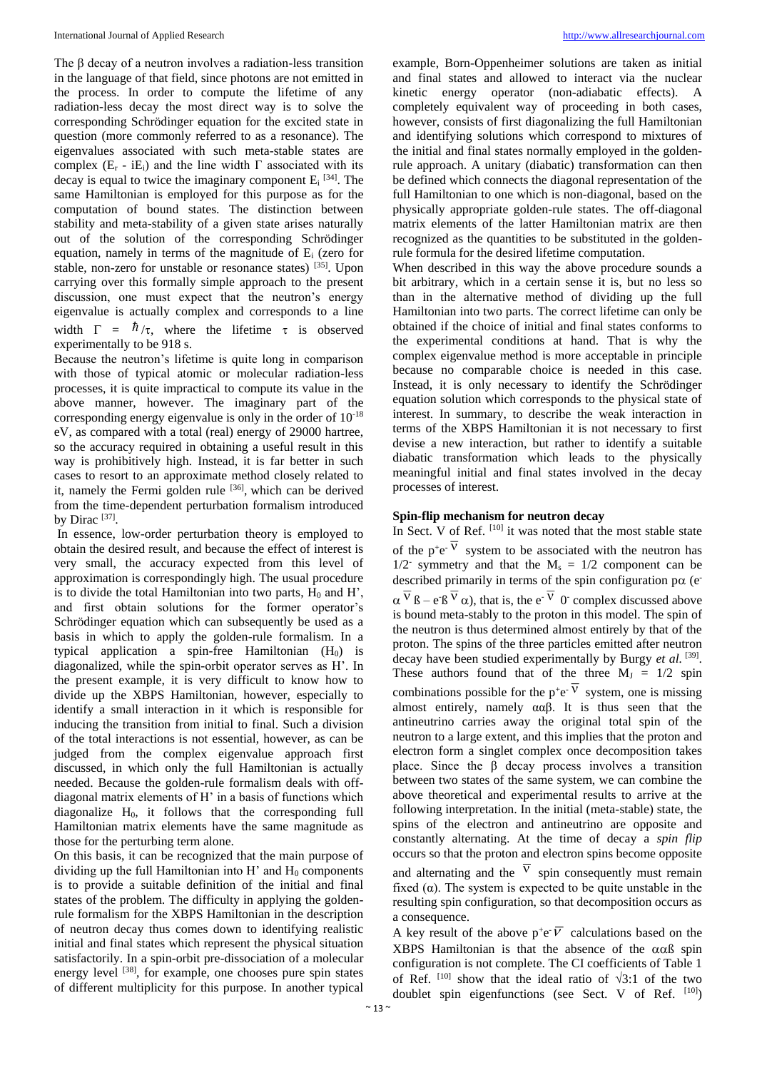The β decay of a neutron involves a radiation-less transition in the language of that field, since photons are not emitted in the process. In order to compute the lifetime of any radiation-less decay the most direct way is to solve the corresponding Schrödinger equation for the excited state in question (more commonly referred to as a resonance). The eigenvalues associated with such meta-stable states are complex ($E_r$ - $iE_i$) and the line width Γ associated with its decay is equal to twice the imaginary component $E_i$ [34]. The same Hamiltonian is employed for this purpose as for the computation of bound states. The distinction between stability and meta-stability of a given state arises naturally out of the solution of the corresponding Schrödinger equation, namely in terms of the magnitude of $E_i$ (zero for stable, non-zero for unstable or resonance states) [35]. Upon carrying over this formally simple approach to the present discussion, one must expect that the neutron's energy eigenvalue is actually complex and corresponds to a line width $\Gamma = \hbar/\tau$, where the lifetime τ is observed experimentally to be 918 s.

Because the neutron's lifetime is quite long in comparison with those of typical atomic or molecular radiation-less processes, it is quite impractical to compute its value in the above manner, however. The imaginary part of the corresponding energy eigenvalue is only in the order of $10^{-18}$ eV, as compared with a total (real) energy of 29000 hartree, so the accuracy required in obtaining a useful result in this way is prohibitively high. Instead, it is far better in such cases to resort to an approximate method closely related to it, namely the Fermi golden rule [36], which can be derived from the time-dependent perturbation formalism introduced by Dirac [37].

In essence, low-order perturbation theory is employed to obtain the desired result, and because the effect of interest is very small, the accuracy expected from this level of approximation is correspondingly high. The usual procedure is to divide the total Hamiltonian into two parts, $H_0$ and H', and first obtain solutions for the former operator's Schrödinger equation which can subsequently be used as a basis in which to apply the golden-rule formalism. In a typical application a spin-free Hamiltonian ($H_0$) is diagonalized, while the spin-orbit operator serves as H'. In the present example, it is very difficult to know how to divide up the XBPS Hamiltonian, however, especially to identify a small interaction in it which is responsible for inducing the transition from initial to final. Such a division of the total interactions is not essential, however, as can be judged from the complex eigenvalue approach first discussed, in which only the full Hamiltonian is actually needed. Because the golden-rule formalism deals with off-diagonal matrix elements of H' in a basis of functions which diagonalize $H_0$, it follows that the corresponding full Hamiltonian matrix elements have the same magnitude as those for the perturbing term alone.

On this basis, it can be recognized that the main purpose of dividing up the full Hamiltonian into H' and $H_0$ components is to provide a suitable definition of the initial and final states of the problem. The difficulty in applying the golden-rule formalism for the XBPS Hamiltonian in the description of neutron decay thus comes down to identifying realistic initial and final states which represent the physical situation satisfactorily. In a spin-orbit pre-dissociation of a molecular energy level [38], for example, one chooses pure spin states of different multiplicity for this purpose. In another typical example, Born-Oppenheimer solutions are taken as initial and final states and allowed to interact via the nuclear kinetic energy operator (non-adiabatic effects). A completely equivalent way of proceeding in both cases, however, consists of first diagonalizing the full Hamiltonian and identifying solutions which correspond to mixtures of the initial and final states normally employed in the golden-rule approach. A unitary (diabatic) transformation can then be defined which connects the diagonal representation of the full Hamiltonian to one which is non-diagonal, based on the physically appropriate golden-rule states. The off-diagonal matrix elements of the latter Hamiltonian matrix are then recognized as the quantities to be substituted in the golden-rule formula for the desired lifetime computation.

When described in this way the above procedure sounds a bit arbitrary, which in a certain sense it is, but no less so than in the alternative method of dividing up the full Hamiltonian into two parts. The correct lifetime can only be obtained if the choice of initial and final states conforms to the experimental conditions at hand. That is why the complex eigenvalue method is more acceptable in principle because no comparable choice is needed in this case. Instead, it is only necessary to identify the Schrödinger equation solution which corresponds to the physical state of interest. In summary, to describe the weak interaction in terms of the XBPS Hamiltonian it is not necessary to first devise a new interaction, but rather to identify a suitable diabatic transformation which leads to the physically meaningful initial and final states involved in the decay processes of interest.

## Spin-flip mechanism for neutron decay

In Sect. V of Ref. [10] it was noted that the most stable state of the $p^+e^-\bar{\nu}$ system to be associated with the neutron has $1/2^-$ symmetry and that the $M_s = 1/2$ component can be described primarily in terms of the spin configuration pα ($e^-\alpha\,\bar{\nu}\,ß - e^-ß\,\bar{\nu}\,\alpha$), that is, the $e^-\bar{\nu}$ $0^-$ complex discussed above is bound meta-stably to the proton in this model. The spin of the neutron is thus determined almost entirely by that of the proton. The spins of the three particles emitted after neutron decay have been studied experimentally by Burgy *et al.* [39]. These authors found that of the three $M_J = 1/2$ spin combinations possible for the $p^+e^-\bar{\nu}$ system, one is missing almost entirely, namely ααβ. It is thus seen that the antineutrino carries away the original total spin of the neutron to a large extent, and this implies that the proton and electron form a singlet complex once decomposition takes place. Since the β decay process involves a transition between two states of the same system, we can combine the above theoretical and experimental results to arrive at the following interpretation. In the initial (meta-stable) state, the spins of the electron and antineutrino are opposite and constantly alternating. At the time of decay a *spin flip* occurs so that the proton and electron spins become opposite and alternating and the $\bar{\nu}$ spin consequently must remain fixed (α). The system is expected to be quite unstable in the resulting spin configuration, so that decomposition occurs as a consequence.

A key result of the above $p^+e^-\bar{\nu}$ calculations based on the XBPS Hamiltonian is that the absence of the ααß spin combination is not complete. The CI coefficients of Table 1 of Ref. [10] show that the ideal ratio of $\sqrt{3}$:1 of the two doublet spin eigenfunctions (see Sect. V of Ref. [10])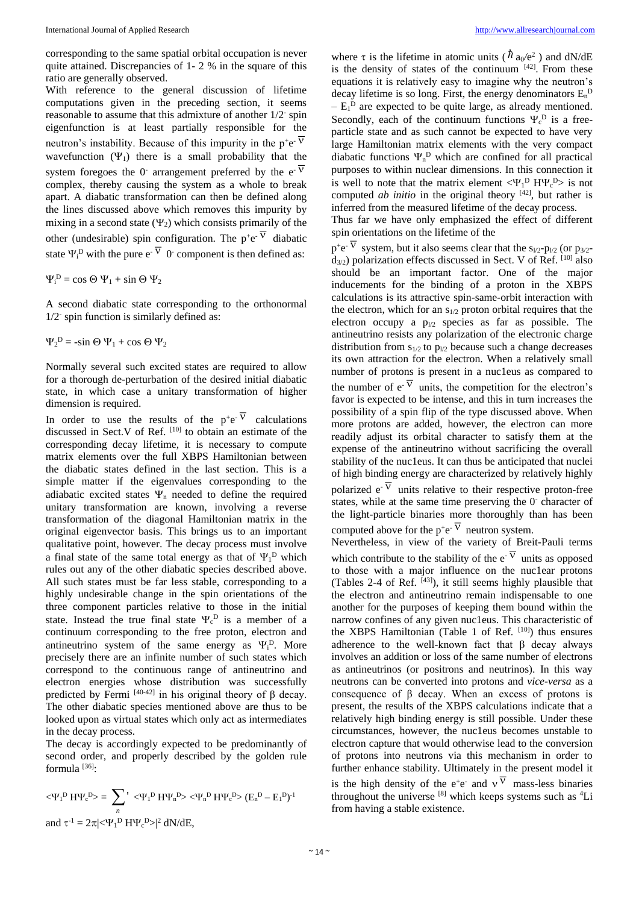corresponding to the same spatial orbital occupation is never quite attained. Discrepancies of 1- 2 % in the square of this ratio are generally observed.

With reference to the general discussion of lifetime computations given in the preceding section, it seems reasonable to assume that this admixture of another $1/2^-$ spin eigenfunction is at least partially responsible for the neutron's instability. Because of this impurity in the $p^+e^-\bar{\nu}$ wavefunction ($\Psi_1$) there is a small probability that the system foregoes the $0^-$ arrangement preferred by the $e^-\bar{\nu}$ complex, thereby causing the system as a whole to break apart. A diabatic transformation can then be defined along the lines discussed above which removes this impurity by mixing in a second state ($\Psi_2$) which consists primarily of the other (undesirable) spin configuration. The $p^+e^-\bar{\nu}$ diabatic state $\Psi_1^D$ with the pure $e^-\bar{\nu}$ $0^-$ component is then defined as:

$$\Psi_1^D = \cos\Theta\, \Psi_1 + \sin\Theta\, \Psi_2$$

A second diabatic state corresponding to the orthonormal $1/2^-$ spin function is similarly defined as:

$$\Psi_2^D = -\sin\Theta\, \Psi_1 + \cos\Theta\, \Psi_2$$

Normally several such excited states are required to allow for a thorough de-perturbation of the desired initial diabatic state, in which case a unitary transformation of higher dimension is required.

In order to use the results of the $p^+e^-\bar{\nu}$ calculations discussed in Sect.V of Ref. [10] to obtain an estimate of the corresponding decay lifetime, it is necessary to compute matrix elements over the full XBPS Hamiltonian between the diabatic states defined in the last section. This is a simple matter if the eigenvalues corresponding to the adiabatic excited states $\Psi_n$ needed to define the required unitary transformation are known, involving a reverse transformation of the diagonal Hamiltonian matrix in the original eigenvector basis. This brings us to an important qualitative point, however. The decay process must involve a final state of the same total energy as that of $\Psi_1^D$ which rules out any of the other diabatic species described above. All such states must be far less stable, corresponding to a highly undesirable change in the spin orientations of the three component particles relative to those in the initial state. Instead the true final state $\Psi_c^D$ is a member of a continuum corresponding to the free proton, electron and antineutrino system of the same energy as $\Psi_1^D$. More precisely there are an infinite number of such states which correspond to the continuous range of antineutrino and electron energies whose distribution was successfully predicted by Fermi [40-42] in his original theory of β decay. The other diabatic species mentioned above are thus to be looked upon as virtual states which only act as intermediates in the decay process.

The decay is accordingly expected to be predominantly of second order, and properly described by the golden rule formula [36]:

$$\langle\Psi_1^D H \Psi_c^D\rangle = \sum_n{}' \langle\Psi_1^D H \Psi_n^D\rangle \langle\Psi_n^D H \Psi_c^D\rangle (E_n^D - E_1^D)^{-1}$$

and $\tau^{-1} = 2\pi|\langle\Psi_1^D H \Psi_c^D\rangle|^2\, dN/dE$,

where $\tau$ is the lifetime in atomic units ($\hbar\, a_0/e^2$) and $dN/dE$ is the density of states of the continuum [42]. From these equations it is relatively easy to imagine why the neutron's decay lifetime is so long. First, the energy denominators $E_n^D - E_1^D$ are expected to be quite large, as already mentioned. Secondly, each of the continuum functions $\Psi_c^D$ is a free-particle state and as such cannot be expected to have very large Hamiltonian matrix elements with the very compact diabatic functions $\Psi_n^D$ which are confined for all practical purposes to within nuclear dimensions. In this connection it is well to note that the matrix element $\langle\Psi_1^D H \Psi_c^D\rangle$ is not computed *ab initio* in the original theory [42], but rather is inferred from the measured lifetime of the decay process.

Thus far we have only emphasized the effect of different spin orientations on the lifetime of the $p^+e^-\bar{\nu}$ system, but it also seems clear that the $s_{1/2}$-$p_{1/2}$ (or $p_{3/2}$-$d_{3/2}$) polarization effects discussed in Sect. V of Ref. [10] also should be an important factor. One of the major inducements for the binding of a proton in the XBPS calculations is its attractive spin-same-orbit interaction with the electron, which for an $s_{1/2}$ proton orbital requires that the electron occupy a $p_{1/2}$ species as far as possible. The antineutrino resists any polarization of the electronic charge distribution from $s_{1/2}$ to $p_{1/2}$ because such a change decreases its own attraction for the electron. When a relatively small number of protons is present in a nucleus as compared to the number of $e^-\bar{\nu}$ units, the competition for the electron's favor is expected to be intense, and this in turn increases the possibility of a spin flip of the type discussed above. When more protons are added, however, the electron can more readily adjust its orbital character to satisfy them at the expense of the antineutrino without sacrificing the overall stability of the nucleus. It can thus be anticipated that nuclei of high binding energy are characterized by relatively highly polarized $e^-\bar{\nu}$ units relative to their respective proton-free states, while at the same time preserving the $0^-$ character of the light-particle binaries more thoroughly than has been computed above for the $p^+e^-\bar{\nu}$ neutron system.

Nevertheless, in view of the variety of Breit-Pauli terms which contribute to the stability of the $e^-\bar{\nu}$ units as opposed to those with a major influence on the nuclear protons (Tables 2-4 of Ref. [43]), it still seems highly plausible that the electron and antineutrino remain indispensable to one another for the purposes of keeping them bound within the narrow confines of any given nucleus. This characteristic of the XBPS Hamiltonian (Table 1 of Ref. [10]) thus ensures adherence to the well-known fact that β decay always involves an addition or loss of the same number of electrons as antineutrinos (or positrons and neutrinos). In this way neutrons can be converted into protons and *vice-versa* as a consequence of β decay. When an excess of protons is present, the results of the XBPS calculations indicate that a relatively high binding energy is still possible. Under these circumstances, however, the nucleus becomes unstable to electron capture that would otherwise lead to the conversion of protons into neutrons via this mechanism in order to further enhance stability. Ultimately in the present model it is the high density of the $e^+e^-$ and $\nu\bar{\nu}$ mass-less binaries throughout the universe [8] which keeps systems such as $^4$Li from having a stable existence.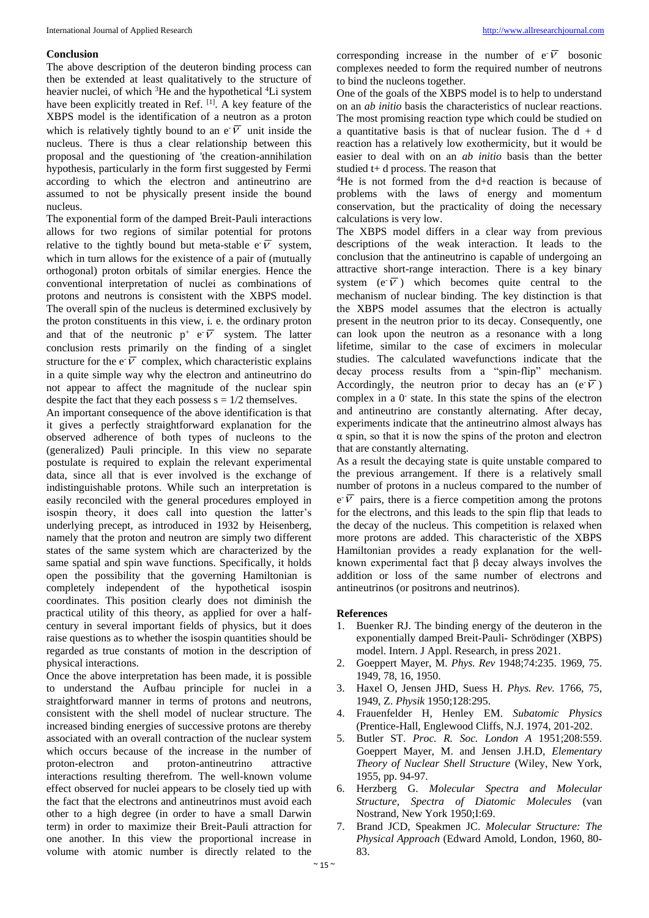## Conclusion

The above description of the deuteron binding process can then be extended at least qualitatively to the structure of heavier nuclei, of which $^3$He and the hypothetical $^4$Li system have been explicitly treated in Ref. [1]. A key feature of the XBPS model is the identification of a neutron as a proton which is relatively tightly bound to an $e^-\bar{\nu}$ unit inside the nucleus. There is thus a clear relationship between this proposal and the questioning of 'the creation-annihilation hypothesis, particularly in the form first suggested by Fermi according to which the electron and antineutrino are assumed to not be physically present inside the bound nucleus.

The exponential form of the damped Breit-Pauli interactions allows for two regions of similar potential for protons relative to the tightly bound but meta-stable $e^-\bar{\nu}$ system, which in turn allows for the existence of a pair of (mutually orthogonal) proton orbitals of similar energies. Hence the conventional interpretation of nuclei as combinations of protons and neutrons is consistent with the XBPS model. The overall spin of the nucleus is determined exclusively by the proton constituents in this view, i. e. the ordinary proton and that of the neutronic $p^+ e^-\bar{\nu}$ system. The latter conclusion rests primarily on the finding of a singlet structure for the $e^-\bar{\nu}$ complex, which characteristic explains in a quite simple way why the electron and antineutrino do not appear to affect the magnitude of the nuclear spin despite the fact that they each possess $s = 1/2$ themselves.

An important consequence of the above identification is that it gives a perfectly straightforward explanation for the observed adherence of both types of nucleons to the (generalized) Pauli principle. In this view no separate postulate is required to explain the relevant experimental data, since all that is ever involved is the exchange of indistinguishable protons. While such an interpretation is easily reconciled with the general procedures employed in isospin theory, it does call into question the latter's underlying precept, as introduced in 1932 by Heisenberg, namely that the proton and neutron are simply two different states of the same system which are characterized by the same spatial and spin wave functions. Specifically, it holds open the possibility that the governing Hamiltonian is completely independent of the hypothetical isospin coordinates. This position clearly does not diminish the practical utility of this theory, as applied for over a half-century in several important fields of physics, but it does raise questions as to whether the isospin quantities should be regarded as true constants of motion in the description of physical interactions.

Once the above interpretation has been made, it is possible to understand the Aufbau principle for nuclei in a straightforward manner in terms of protons and neutrons, consistent with the shell model of nuclear structure. The increased binding energies of successive protons are thereby associated with an overall contraction of the nuclear system which occurs because of the increase in the number of proton-electron and proton-antineutrino attractive interactions resulting therefrom. The well-known volume effect observed for nuclei appears to be closely tied up with the fact that the electrons and antineutrinos must avoid each other to a high degree (in order to have a small Darwin term) in order to maximize their Breit-Pauli attraction for one another. In this view the proportional increase in volume with atomic number is directly related to the corresponding increase in the number of $e^-\bar{\nu}$ bosonic complexes needed to form the required number of neutrons to bind the nucleons together.

One of the goals of the XBPS model is to help to understand on an *ab initio* basis the characteristics of nuclear reactions. The most promising reaction type which could be studied on a quantitative basis is that of nuclear fusion. The d + d reaction has a relatively low exothermicity, but it would be easier to deal with on an *ab initio* basis than the better studied t+ d process. The reason that $^4$He is not formed from the d+d reaction is because of problems with the laws of energy and momentum conservation, but the practicality of doing the necessary calculations is very low.

The XBPS model differs in a clear way from previous descriptions of the weak interaction. It leads to the conclusion that the antineutrino is capable of undergoing an attractive short-range interaction. There is a key binary system ($e^-\bar{\nu}$) which becomes quite central to the mechanism of nuclear binding. The key distinction is that the XBPS model assumes that the electron is actually present in the neutron prior to its decay. Consequently, one can look upon the neutron as a resonance with a long lifetime, similar to the case of excimers in molecular studies. The calculated wavefunctions indicate that the decay process results from a "spin-flip" mechanism. Accordingly, the neutron prior to decay has an ($e^-\bar{\nu}$) complex in a $0^-$ state. In this state the spins of the electron and antineutrino are constantly alternating. After decay, experiments indicate that the antineutrino almost always has $\alpha$ spin, so that it is now the spins of the proton and electron that are constantly alternating.

As a result the decaying state is quite unstable compared to the previous arrangement. If there is a relatively small number of protons in a nucleus compared to the number of $e^-\bar{\nu}$ pairs, there is a fierce competition among the protons for the electrons, and this leads to the spin flip that leads to the decay of the nucleus. This competition is relaxed when more protons are added. This characteristic of the XBPS Hamiltonian provides a ready explanation for the well-known experimental fact that $\beta$ decay always involves the addition or loss of the same number of electrons and antineutrinos (or positrons and neutrinos).

## References

1. Buenker RJ. The binding energy of the deuteron in the exponentially damped Breit-Pauli- Schrödinger (XBPS) model. Intern. J Appl. Research, in press 2021.
2. Goeppert Mayer, M. *Phys. Rev* 1948;74:235. 1969, 75. 1949, 78, 16, 1950.
3. Haxel O, Jensen JHD, Suess H. *Phys. Rev.* 1766, 75, 1949, Z. *Physik* 1950;128:295.
4. Frauenfelder H, Henley EM. *Subatomic Physics* (Prentice-Hall, Englewood Cliffs, N.J. 1974, 201-202.
5. Butler ST. *Proc. R. Soc. London A* 1951;208:559. Goeppert Mayer, M. and Jensen J.H.D, *Elementary Theory of Nuclear Shell Structure* (Wiley, New York, 1955, pp. 94-97.
6. Herzberg G. *Molecular Spectra and Molecular Structure, Spectra of Diatomic Molecules* (van Nostrand, New York 1950;I:69.
7. Brand JCD, Speakmen JC. *Molecular Structure: The Physical Approach* (Edward Amold, London, 1960, 80-83.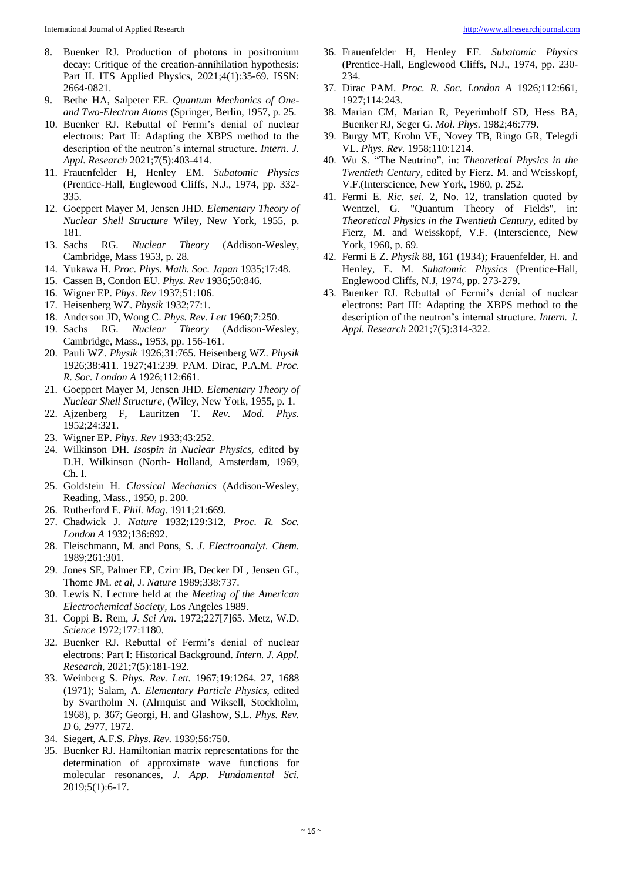8. Buenker RJ. Production of photons in positronium decay: Critique of the creation-annihilation hypothesis: Part II. ITS Applied Physics, 2021;4(1):35-69. ISSN: 2664-0821.
9. Bethe HA, Salpeter EE. *Quantum Mechanics of One- and Two-Electron Atoms* (Springer, Berlin, 1957, p. 25.
10. Buenker RJ. Rebuttal of Fermi's denial of nuclear electrons: Part II: Adapting the XBPS method to the description of the neutron's internal structure. *Intern. J. Appl. Research* 2021;7(5):403-414.
11. Frauenfelder H, Henley EM. *Subatomic Physics* (Prentice-Hall, Englewood Cliffs, N.J., 1974, pp. 332-335.
12. Goeppert Mayer M, Jensen JHD. *Elementary Theory of Nuclear Shell Structure* Wiley, New York, 1955, p. 181.
13. Sachs RG. *Nuclear Theory* (Addison-Wesley, Cambridge, Mass 1953, p. 28.
14. Yukawa H. *Proc. Phys. Math. Soc. Japan* 1935;17:48.
15. Cassen B, Condon EU. *Phys. Rev* 1936;50:846.
16. Wigner EP. *Phys. Rev* 1937;51:106.
17. Heisenberg WZ. *Physik* 1932;77:1.
18. Anderson JD, Wong C. *Phys. Rev. Lett* 1960;7:250.
19. Sachs RG. *Nuclear Theory* (Addison-Wesley, Cambridge, Mass., 1953, pp. 156-161.
20. Pauli WZ. *Physik* 1926;31:765. Heisenberg WZ. *Physik* 1926;38:411. 1927;41:239. PAM. Dirac, P.A.M. *Proc. R. Soc. London A* 1926;112:661.
21. Goeppert Mayer M, Jensen JHD. *Elementary Theory of Nuclear Shell Structure*, (Wiley, New York, 1955, p. 1.
22. Ajzenberg F, Lauritzen T. *Rev. Mod. Phys.* 1952;24:321.
23. Wigner EP. *Phys. Rev* 1933;43:252.
24. Wilkinson DH. *Isospin in Nuclear Physics*, edited by D.H. Wilkinson (North- Holland, Amsterdam, 1969, Ch. I.
25. Goldstein H. *Classical Mechanics* (Addison-Wesley, Reading, Mass., 1950, p. 200.
26. Rutherford E. *Phil. Mag.* 1911;21:669.
27. Chadwick J. *Nature* 1932;129:312, *Proc. R. Soc. London A* 1932;136:692.
28. Fleischmann, M. and Pons, S. *J. Electroanalyt. Chem.* 1989;261:301.
29. Jones SE, Palmer EP, Czirr JB, Decker DL, Jensen GL, Thome JM. *et al*, J. *Nature* 1989;338:737.
30. Lewis N. Lecture held at the *Meeting of the American Electrochemical Society*, Los Angeles 1989.
31. Coppi B. Rem, *J. Sci Am*. 1972;227[7]65. Metz, W.D. *Science* 1972;177:1180.
32. Buenker RJ. Rebuttal of Fermi's denial of nuclear electrons: Part I: Historical Background. *Intern. J. Appl. Research*, 2021;7(5):181-192.
33. Weinberg S. *Phys. Rev. Lett.* 1967;19:1264. 27, 1688 (1971); Salam, A. *Elementary Particle Physics*, edited by Svartholm N. (Alrnquist and Wiksell, Stockholm, 1968), p. 367; Georgi, H. and Glashow, S.L. *Phys. Rev. D* 6, 2977, 1972.
34. Siegert, A.F.S. *Phys. Rev.* 1939;56:750.
35. Buenker RJ. Hamiltonian matrix representations for the determination of approximate wave functions for molecular resonances, *J. App. Fundamental Sci.* 2019;5(1):6-17.
36. Frauenfelder H, Henley EF. *Subatomic Physics* (Prentice-Hall, Englewood Cliffs, N.J., 1974, pp. 230-234.
37. Dirac PAM. *Proc. R. Soc. London A* 1926;112:661, 1927;114:243.
38. Marian CM, Marian R, Peyerimhoff SD, Hess BA, Buenker RJ, Seger G. *Mol. Phys.* 1982;46:779.
39. Burgy MT, Krohn VE, Novey TB, Ringo GR, Telegdi VL. *Phys. Rev.* 1958;110:1214.
40. Wu S. "The Neutrino", in: *Theoretical Physics in the Twentieth Century*, edited by Fierz. M. and Weisskopf, V.F.(Interscience, New York, 1960, p. 252.
41. Fermi E. *Ric. sei.* 2, No. 12, translation quoted by Wentzel, G. "Quantum Theory of Fields", in: *Theoretical Physics in the Twentieth Century*, edited by Fierz, M. and Weisskopf, V.F. (Interscience, New York, 1960, p. 69.
42. Fermi E Z. *Physik* 88, 161 (1934); Frauenfelder, H. and Henley, E. M. *Subatomic Physics* (Prentice-Hall, Englewood Cliffs, N.J, 1974, pp. 273-279.
43. Buenker RJ. Rebuttal of Fermi's denial of nuclear electrons: Part III: Adapting the XBPS method to the description of the neutron's internal structure. *Intern. J. Appl. Research* 2021;7(5):314-322.